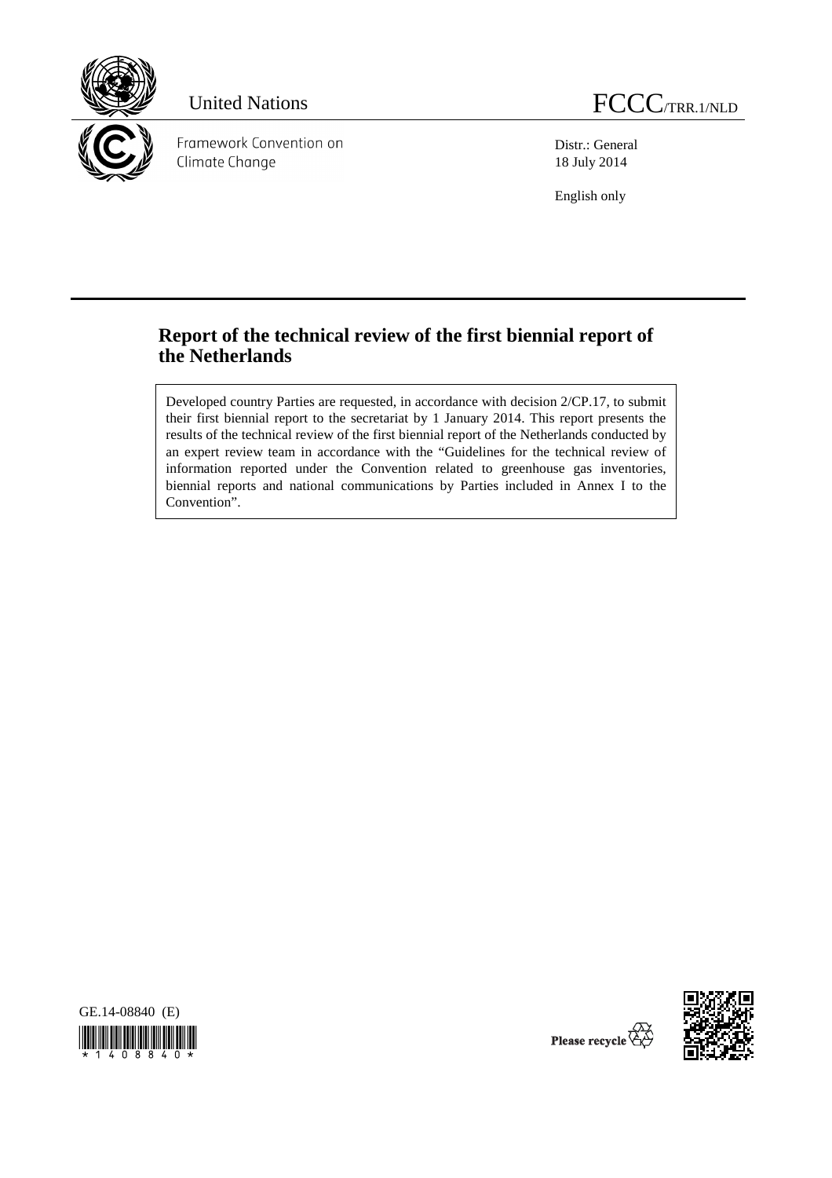United Nations

FCCC/TRR.1/NLD

Framework Convention on Climate Change

Distr.: General
18 July 2014

English only

# Report of the technical review of the first biennial report of the Netherlands

Developed country Parties are requested, in accordance with decision 2/CP.17, to submit their first biennial report to the secretariat by 1 January 2014. This report presents the results of the technical review of the first biennial report of the Netherlands conducted by an expert review team in accordance with the "Guidelines for the technical review of information reported under the Convention related to greenhouse gas inventories, biennial reports and national communications by Parties included in Annex I to the Convention".

GE.14-08840 (E)

Please recycle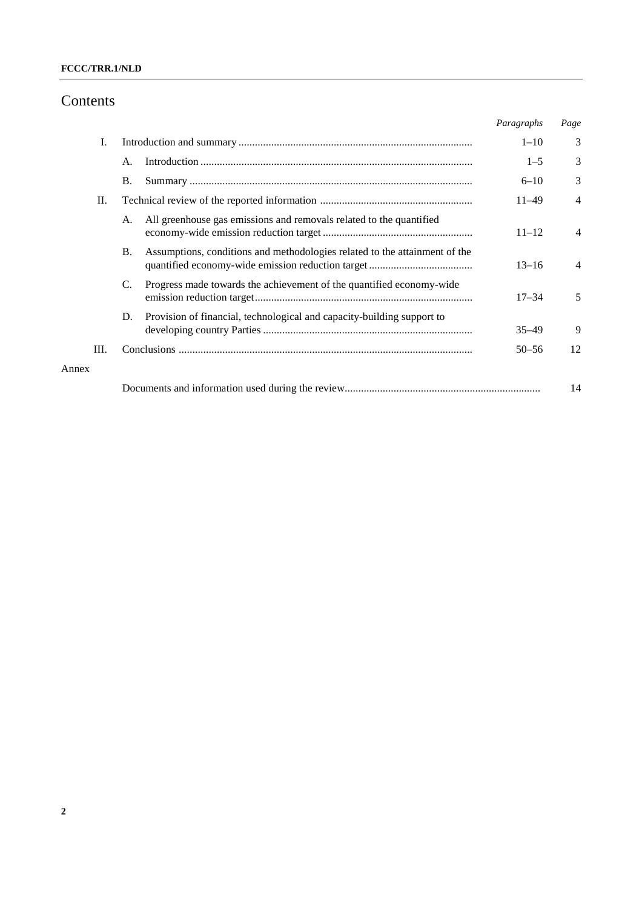# Contents

| | | | *Paragraphs* | *Page* |
|---|---|---|---|---|
| I. | | Introduction and summary | 1–10 | 3 |
| | A. | Introduction | 1–5 | 3 |
| | B. | Summary | 6–10 | 3 |
| II. | | Technical review of the reported information | 11–49 | 4 |
| | A. | All greenhouse gas emissions and removals related to the quantified economy-wide emission reduction target | 11–12 | 4 |
| | B. | Assumptions, conditions and methodologies related to the attainment of the quantified economy-wide emission reduction target | 13–16 | 4 |
| | C. | Progress made towards the achievement of the quantified economy-wide emission reduction target | 17–34 | 5 |
| | D. | Provision of financial, technological and capacity-building support to developing country Parties | 35–49 | 9 |
| III. | | Conclusions | 50–56 | 12 |
| Annex | | | | |
| | | Documents and information used during the review | | 14 |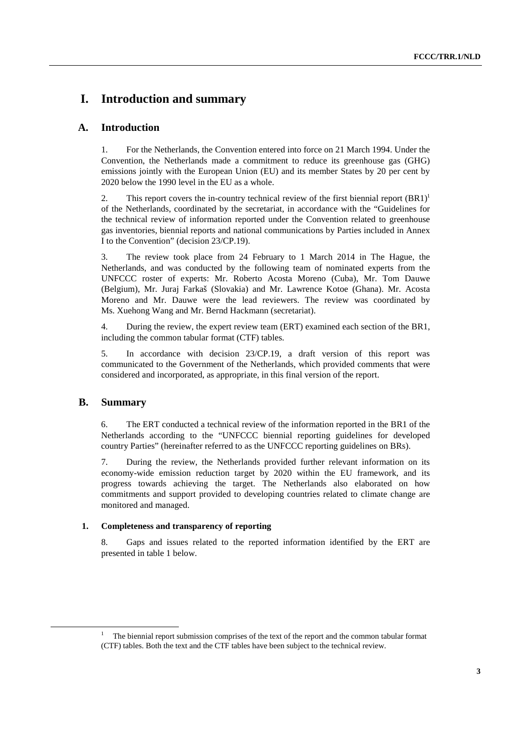# I. Introduction and summary

## A. Introduction

1. For the Netherlands, the Convention entered into force on 21 March 1994. Under the Convention, the Netherlands made a commitment to reduce its greenhouse gas (GHG) emissions jointly with the European Union (EU) and its member States by 20 per cent by 2020 below the 1990 level in the EU as a whole.

2. This report covers the in-country technical review of the first biennial report (BR1)[1] of the Netherlands, coordinated by the secretariat, in accordance with the "Guidelines for the technical review of information reported under the Convention related to greenhouse gas inventories, biennial reports and national communications by Parties included in Annex I to the Convention" (decision 23/CP.19).

3. The review took place from 24 February to 1 March 2014 in The Hague, the Netherlands, and was conducted by the following team of nominated experts from the UNFCCC roster of experts: Mr. Roberto Acosta Moreno (Cuba), Mr. Tom Dauwe (Belgium), Mr. Juraj Farkaš (Slovakia) and Mr. Lawrence Kotoe (Ghana). Mr. Acosta Moreno and Mr. Dauwe were the lead reviewers. The review was coordinated by Ms. Xuehong Wang and Mr. Bernd Hackmann (secretariat).

4. During the review, the expert review team (ERT) examined each section of the BR1, including the common tabular format (CTF) tables.

5. In accordance with decision 23/CP.19, a draft version of this report was communicated to the Government of the Netherlands, which provided comments that were considered and incorporated, as appropriate, in this final version of the report.

## B. Summary

6. The ERT conducted a technical review of the information reported in the BR1 of the Netherlands according to the "UNFCCC biennial reporting guidelines for developed country Parties" (hereinafter referred to as the UNFCCC reporting guidelines on BRs).

7. During the review, the Netherlands provided further relevant information on its economy-wide emission reduction target by 2020 within the EU framework, and its progress towards achieving the target. The Netherlands also elaborated on how commitments and support provided to developing countries related to climate change are monitored and managed.

### 1. Completeness and transparency of reporting

8. Gaps and issues related to the reported information identified by the ERT are presented in table 1 below.

[1] The biennial report submission comprises of the text of the report and the common tabular format (CTF) tables. Both the text and the CTF tables have been subject to the technical review.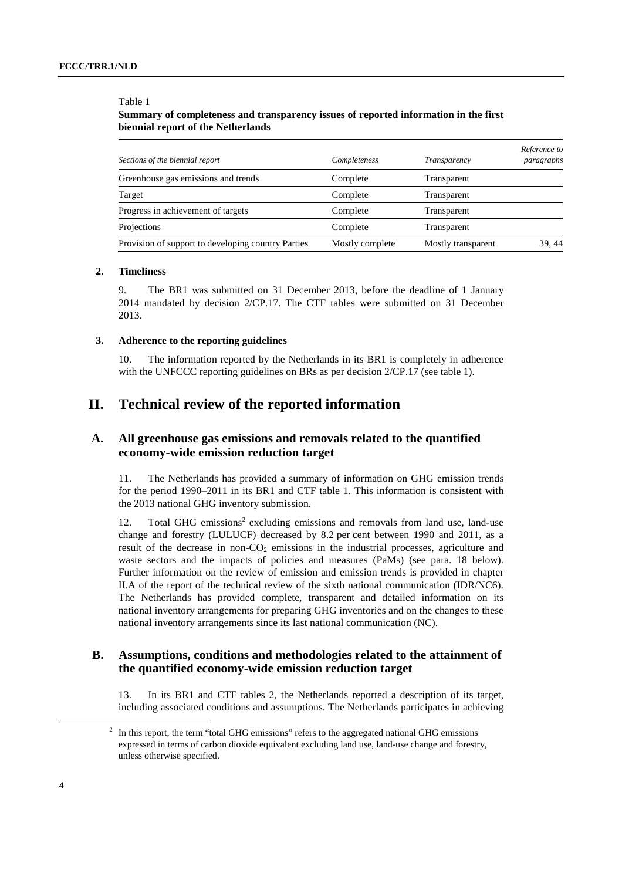Table 1

**Summary of completeness and transparency issues of reported information in the first biennial report of the Netherlands**

| *Sections of the biennial report* | *Completeness* | *Transparency* | *Reference to paragraphs* |
|---|---|---|---|
| Greenhouse gas emissions and trends | Complete | Transparent | |
| Target | Complete | Transparent | |
| Progress in achievement of targets | Complete | Transparent | |
| Projections | Complete | Transparent | |
| Provision of support to developing country Parties | Mostly complete | Mostly transparent | 39, 44 |

### 2. Timeliness

9. The BR1 was submitted on 31 December 2013, before the deadline of 1 January 2014 mandated by decision 2/CP.17. The CTF tables were submitted on 31 December 2013.

### 3. Adherence to the reporting guidelines

10. The information reported by the Netherlands in its BR1 is completely in adherence with the UNFCCC reporting guidelines on BRs as per decision 2/CP.17 (see table 1).

# II. Technical review of the reported information

## A. All greenhouse gas emissions and removals related to the quantified economy-wide emission reduction target

11. The Netherlands has provided a summary of information on GHG emission trends for the period 1990–2011 in its BR1 and CTF table 1. This information is consistent with the 2013 national GHG inventory submission.

12. Total GHG emissions[2] excluding emissions and removals from land use, land-use change and forestry (LULUCF) decreased by 8.2 per cent between 1990 and 2011, as a result of the decrease in non-$CO_2$ emissions in the industrial processes, agriculture and waste sectors and the impacts of policies and measures (PaMs) (see para. 18 below). Further information on the review of emission and emission trends is provided in chapter II.A of the report of the technical review of the sixth national communication (IDR/NC6). The Netherlands has provided complete, transparent and detailed information on its national inventory arrangements for preparing GHG inventories and on the changes to these national inventory arrangements since its last national communication (NC).

## B. Assumptions, conditions and methodologies related to the attainment of the quantified economy-wide emission reduction target

13. In its BR1 and CTF tables 2, the Netherlands reported a description of its target, including associated conditions and assumptions. The Netherlands participates in achieving

[2] In this report, the term "total GHG emissions" refers to the aggregated national GHG emissions expressed in terms of carbon dioxide equivalent excluding land use, land-use change and forestry, unless otherwise specified.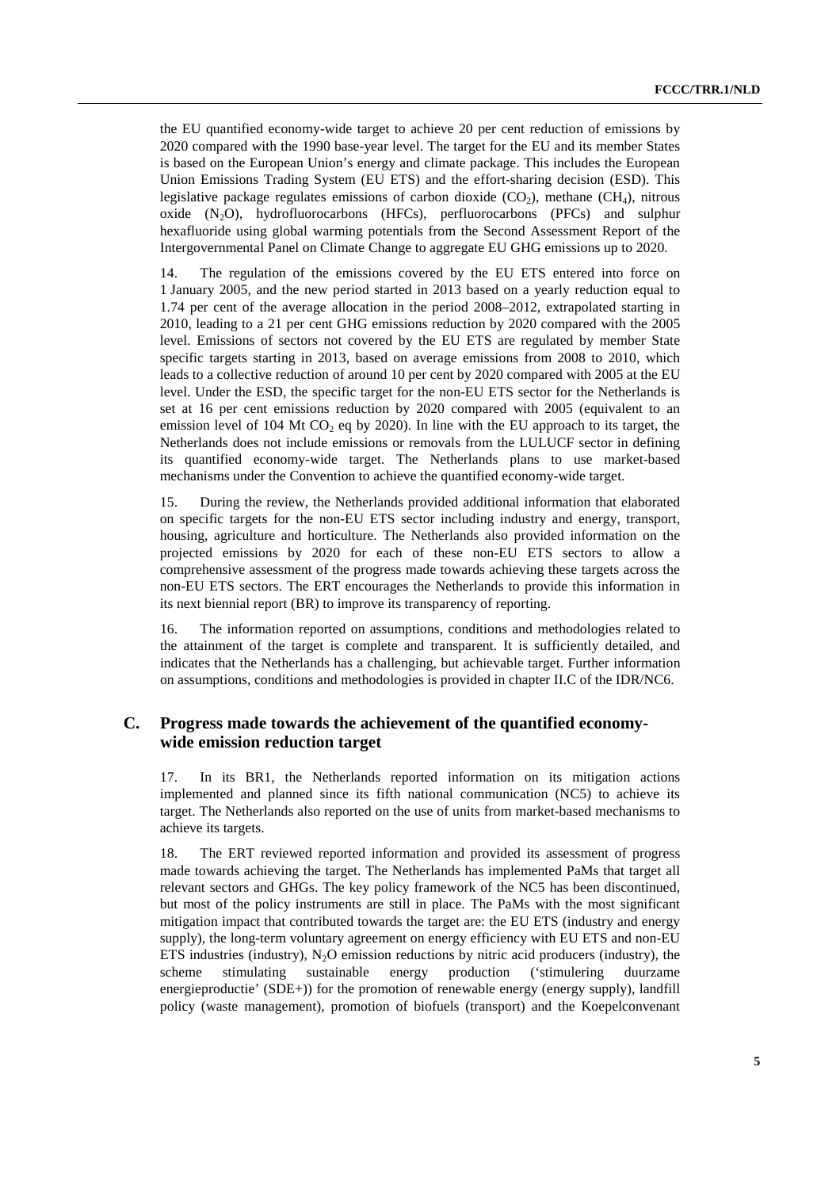the EU quantified economy-wide target to achieve 20 per cent reduction of emissions by 2020 compared with the 1990 base-year level. The target for the EU and its member States is based on the European Union's energy and climate package. This includes the European Union Emissions Trading System (EU ETS) and the effort-sharing decision (ESD). This legislative package regulates emissions of carbon dioxide ($CO_2$), methane ($CH_4$), nitrous oxide ($N_2O$), hydrofluorocarbons (HFCs), perfluorocarbons (PFCs) and sulphur hexafluoride using global warming potentials from the Second Assessment Report of the Intergovernmental Panel on Climate Change to aggregate EU GHG emissions up to 2020.

14. The regulation of the emissions covered by the EU ETS entered into force on 1 January 2005, and the new period started in 2013 based on a yearly reduction equal to 1.74 per cent of the average allocation in the period 2008–2012, extrapolated starting in 2010, leading to a 21 per cent GHG emissions reduction by 2020 compared with the 2005 level. Emissions of sectors not covered by the EU ETS are regulated by member State specific targets starting in 2013, based on average emissions from 2008 to 2010, which leads to a collective reduction of around 10 per cent by 2020 compared with 2005 at the EU level. Under the ESD, the specific target for the non-EU ETS sector for the Netherlands is set at 16 per cent emissions reduction by 2020 compared with 2005 (equivalent to an emission level of 104 Mt $CO_2$ eq by 2020). In line with the EU approach to its target, the Netherlands does not include emissions or removals from the LULUCF sector in defining its quantified economy-wide target. The Netherlands plans to use market-based mechanisms under the Convention to achieve the quantified economy-wide target.

15. During the review, the Netherlands provided additional information that elaborated on specific targets for the non-EU ETS sector including industry and energy, transport, housing, agriculture and horticulture. The Netherlands also provided information on the projected emissions by 2020 for each of these non-EU ETS sectors to allow a comprehensive assessment of the progress made towards achieving these targets across the non-EU ETS sectors. The ERT encourages the Netherlands to provide this information in its next biennial report (BR) to improve its transparency of reporting.

16. The information reported on assumptions, conditions and methodologies related to the attainment of the target is complete and transparent. It is sufficiently detailed, and indicates that the Netherlands has a challenging, but achievable target. Further information on assumptions, conditions and methodologies is provided in chapter II.C of the IDR/NC6.

## C. Progress made towards the achievement of the quantified economy-wide emission reduction target

17. In its BR1, the Netherlands reported information on its mitigation actions implemented and planned since its fifth national communication (NC5) to achieve its target. The Netherlands also reported on the use of units from market-based mechanisms to achieve its targets.

18. The ERT reviewed reported information and provided its assessment of progress made towards achieving the target. The Netherlands has implemented PaMs that target all relevant sectors and GHGs. The key policy framework of the NC5 has been discontinued, but most of the policy instruments are still in place. The PaMs with the most significant mitigation impact that contributed towards the target are: the EU ETS (industry and energy supply), the long-term voluntary agreement on energy efficiency with EU ETS and non-EU ETS industries (industry), $N_2O$ emission reductions by nitric acid producers (industry), the scheme stimulating sustainable energy production ('stimulering duurzame energieproductie' (SDE+)) for the promotion of renewable energy (energy supply), landfill policy (waste management), promotion of biofuels (transport) and the Koepelconvenant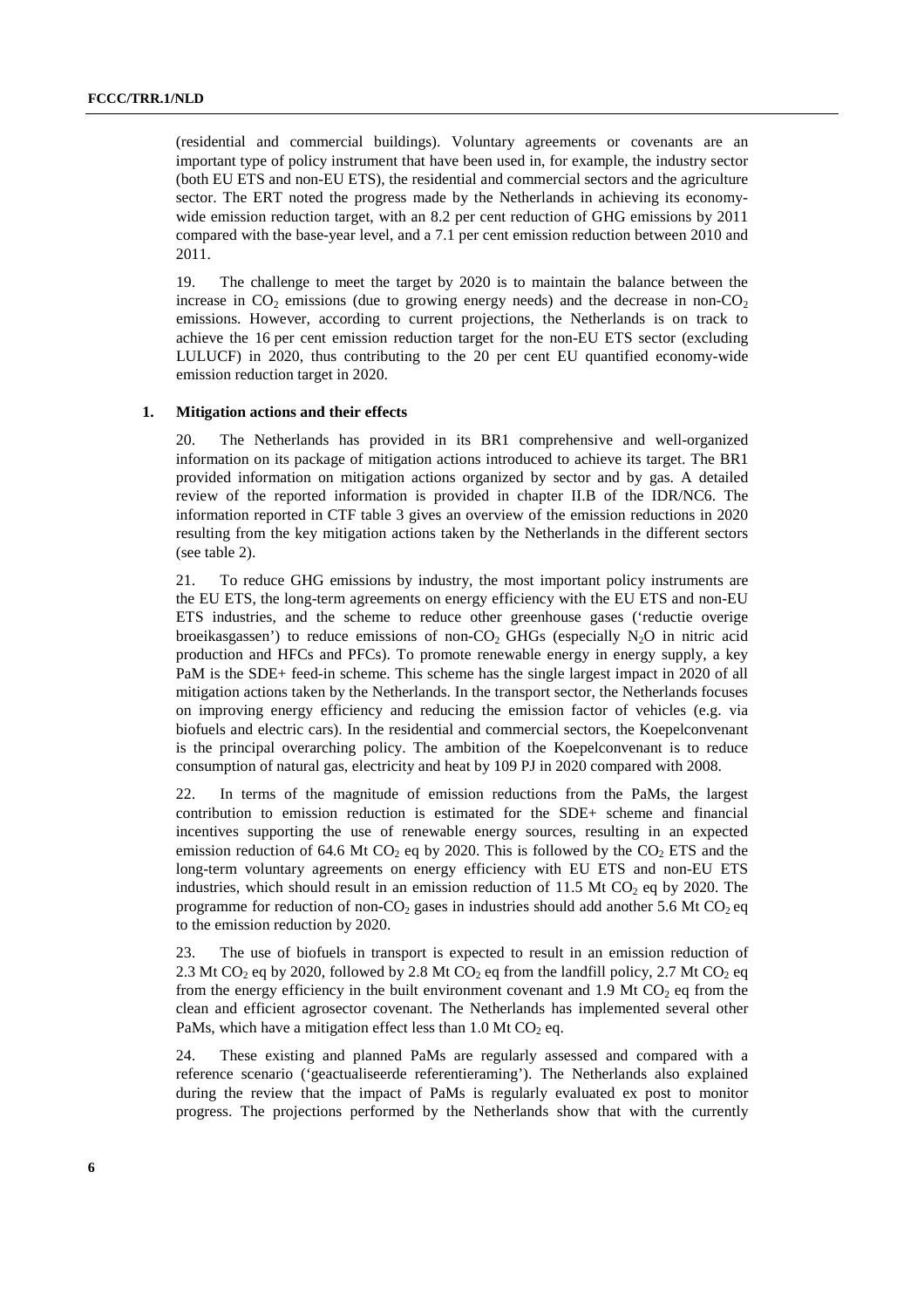(residential and commercial buildings). Voluntary agreements or covenants are an important type of policy instrument that have been used in, for example, the industry sector (both EU ETS and non-EU ETS), the residential and commercial sectors and the agriculture sector. The ERT noted the progress made by the Netherlands in achieving its economy-wide emission reduction target, with an 8.2 per cent reduction of GHG emissions by 2011 compared with the base-year level, and a 7.1 per cent emission reduction between 2010 and 2011.

19. The challenge to meet the target by 2020 is to maintain the balance between the increase in $CO_2$ emissions (due to growing energy needs) and the decrease in non-$CO_2$ emissions. However, according to current projections, the Netherlands is on track to achieve the 16 per cent emission reduction target for the non-EU ETS sector (excluding LULUCF) in 2020, thus contributing to the 20 per cent EU quantified economy-wide emission reduction target in 2020.

### 1. Mitigation actions and their effects

20. The Netherlands has provided in its BR1 comprehensive and well-organized information on its package of mitigation actions introduced to achieve its target. The BR1 provided information on mitigation actions organized by sector and by gas. A detailed review of the reported information is provided in chapter II.B of the IDR/NC6. The information reported in CTF table 3 gives an overview of the emission reductions in 2020 resulting from the key mitigation actions taken by the Netherlands in the different sectors (see table 2).

21. To reduce GHG emissions by industry, the most important policy instruments are the EU ETS, the long-term agreements on energy efficiency with the EU ETS and non-EU ETS industries, and the scheme to reduce other greenhouse gases ('reductie overige broeikasgassen') to reduce emissions of non-$CO_2$ GHGs (especially $N_2O$ in nitric acid production and HFCs and PFCs). To promote renewable energy in energy supply, a key PaM is the SDE+ feed-in scheme. This scheme has the single largest impact in 2020 of all mitigation actions taken by the Netherlands. In the transport sector, the Netherlands focuses on improving energy efficiency and reducing the emission factor of vehicles (e.g. via biofuels and electric cars). In the residential and commercial sectors, the Koepelconvenant is the principal overarching policy. The ambition of the Koepelconvenant is to reduce consumption of natural gas, electricity and heat by 109 PJ in 2020 compared with 2008.

22. In terms of the magnitude of emission reductions from the PaMs, the largest contribution to emission reduction is estimated for the SDE+ scheme and financial incentives supporting the use of renewable energy sources, resulting in an expected emission reduction of 64.6 Mt $CO_2$ eq by 2020. This is followed by the $CO_2$ ETS and the long-term voluntary agreements on energy efficiency with EU ETS and non-EU ETS industries, which should result in an emission reduction of 11.5 Mt $CO_2$ eq by 2020. The programme for reduction of non-$CO_2$ gases in industries should add another 5.6 Mt $CO_2$ eq to the emission reduction by 2020.

23. The use of biofuels in transport is expected to result in an emission reduction of 2.3 Mt $CO_2$ eq by 2020, followed by 2.8 Mt $CO_2$ eq from the landfill policy, 2.7 Mt $CO_2$ eq from the energy efficiency in the built environment covenant and 1.9 Mt $CO_2$ eq from the clean and efficient agrosector covenant. The Netherlands has implemented several other PaMs, which have a mitigation effect less than 1.0 Mt $CO_2$ eq.

24. These existing and planned PaMs are regularly assessed and compared with a reference scenario ('geactualiseerde referentieraming'). The Netherlands also explained during the review that the impact of PaMs is regularly evaluated ex post to monitor progress. The projections performed by the Netherlands show that with the currently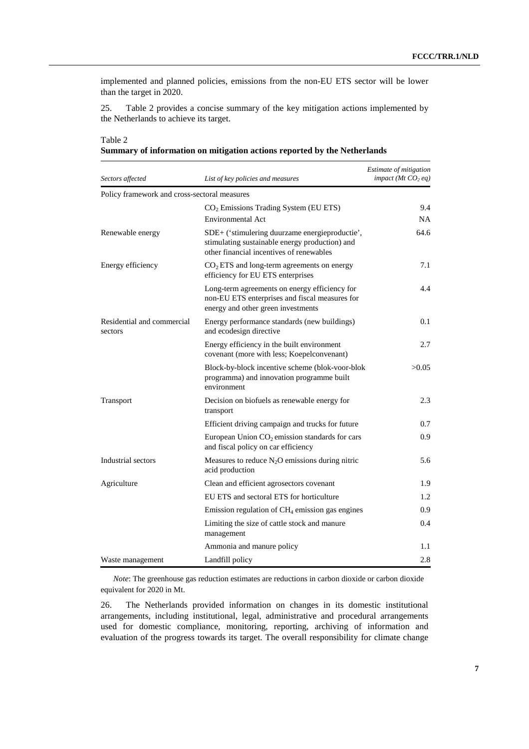implemented and planned policies, emissions from the non-EU ETS sector will be lower than the target in 2020.

25. Table 2 provides a concise summary of the key mitigation actions implemented by the Netherlands to achieve its target.

Table 2
**Summary of information on mitigation actions reported by the Netherlands**

| *Sectors affected* | *List of key policies and measures* | *Estimate of mitigation impact (Mt $CO_2$ eq)* |
|---|---|---|
| Policy framework and cross-sectoral measures | | |
| | $CO_2$ Emissions Trading System (EU ETS) | 9.4 |
| | Environmental Act | NA |
| Renewable energy | SDE+ ('stimulering duurzame energieproductie', stimulating sustainable energy production) and other financial incentives of renewables | 64.6 |
| Energy efficiency | $CO_2$ ETS and long-term agreements on energy efficiency for EU ETS enterprises | 7.1 |
| | Long-term agreements on energy efficiency for non-EU ETS enterprises and fiscal measures for energy and other green investments | 4.4 |
| Residential and commercial sectors | Energy performance standards (new buildings) and ecodesign directive | 0.1 |
| | Energy efficiency in the built environment covenant (more with less; Koepelconvenant) | 2.7 |
| | Block-by-block incentive scheme (blok-voor-blok programma) and innovation programme built environment | >0.05 |
| Transport | Decision on biofuels as renewable energy for transport | 2.3 |
| | Efficient driving campaign and trucks for future | 0.7 |
| | European Union $CO_2$ emission standards for cars and fiscal policy on car efficiency | 0.9 |
| Industrial sectors | Measures to reduce $N_2O$ emissions during nitric acid production | 5.6 |
| Agriculture | Clean and efficient agrosectors covenant | 1.9 |
| | EU ETS and sectoral ETS for horticulture | 1.2 |
| | Emission regulation of $CH_4$ emission gas engines | 0.9 |
| | Limiting the size of cattle stock and manure management | 0.4 |
| | Ammonia and manure policy | 1.1 |
| Waste management | Landfill policy | 2.8 |

*Note*: The greenhouse gas reduction estimates are reductions in carbon dioxide or carbon dioxide equivalent for 2020 in Mt.

26. The Netherlands provided information on changes in its domestic institutional arrangements, including institutional, legal, administrative and procedural arrangements used for domestic compliance, monitoring, reporting, archiving of information and evaluation of the progress towards its target. The overall responsibility for climate change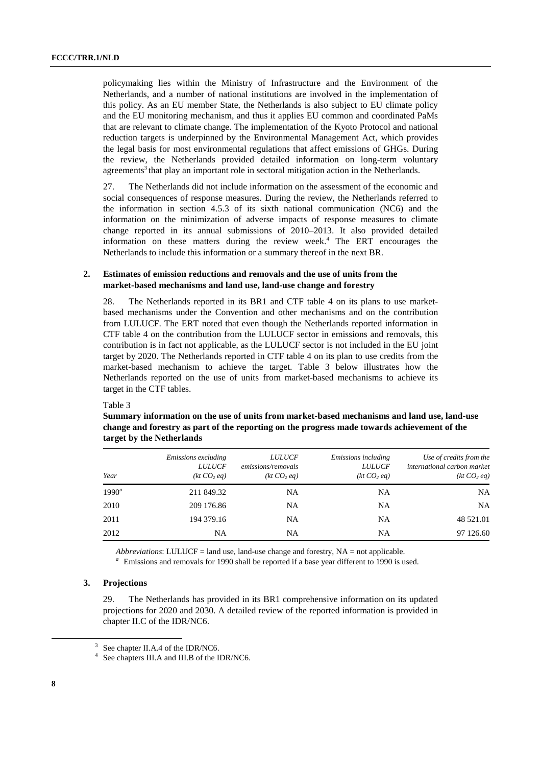policymaking lies within the Ministry of Infrastructure and the Environment of the Netherlands, and a number of national institutions are involved in the implementation of this policy. As an EU member State, the Netherlands is also subject to EU climate policy and the EU monitoring mechanism, and thus it applies EU common and coordinated PaMs that are relevant to climate change. The implementation of the Kyoto Protocol and national reduction targets is underpinned by the Environmental Management Act, which provides the legal basis for most environmental regulations that affect emissions of GHGs. During the review, the Netherlands provided detailed information on long-term voluntary agreements[3] that play an important role in sectoral mitigation action in the Netherlands.

27. The Netherlands did not include information on the assessment of the economic and social consequences of response measures. During the review, the Netherlands referred to the information in section 4.5.3 of its sixth national communication (NC6) and the information on the minimization of adverse impacts of response measures to climate change reported in its annual submissions of 2010–2013. It also provided detailed information on these matters during the review week.[4] The ERT encourages the Netherlands to include this information or a summary thereof in the next BR.

### 2. Estimates of emission reductions and removals and the use of units from the market-based mechanisms and land use, land-use change and forestry

28. The Netherlands reported in its BR1 and CTF table 4 on its plans to use market-based mechanisms under the Convention and other mechanisms and on the contribution from LULUCF. The ERT noted that even though the Netherlands reported information in CTF table 4 on the contribution from the LULUCF sector in emissions and removals, this contribution is in fact not applicable, as the LULUCF sector is not included in the EU joint target by 2020. The Netherlands reported in CTF table 4 on its plan to use credits from the market-based mechanism to achieve the target. Table 3 below illustrates how the Netherlands reported on the use of units from market-based mechanisms to achieve its target in the CTF tables.

Table 3

**Summary information on the use of units from market-based mechanisms and land use, land-use change and forestry as part of the reporting on the progress made towards achievement of the target by the Netherlands**

| *Year* | *Emissions excluding LULUCF ($kt\ CO_2\ eq$)* | *LULUCF emissions/removals ($kt\ CO_2\ eq$)* | *Emissions including LULUCF ($kt\ CO_2\ eq$)* | *Use of credits from the international carbon market ($kt\ CO_2\ eq$)* |
|---|---|---|---|---|
| 1990[a] | 211 849.32 | NA | NA | NA |
| 2010 | 209 176.86 | NA | NA | NA |
| 2011 | 194 379.16 | NA | NA | 48 521.01 |
| 2012 | NA | NA | NA | 97 126.60 |

*Abbreviations*: LULUCF = land use, land-use change and forestry, NA = not applicable.

[a] Emissions and removals for 1990 shall be reported if a base year different to 1990 is used.

### 3. Projections

29. The Netherlands has provided in its BR1 comprehensive information on its updated projections for 2020 and 2030. A detailed review of the reported information is provided in chapter II.C of the IDR/NC6.

[3] See chapter II.A.4 of the IDR/NC6.

[4] See chapters III.A and III.B of the IDR/NC6.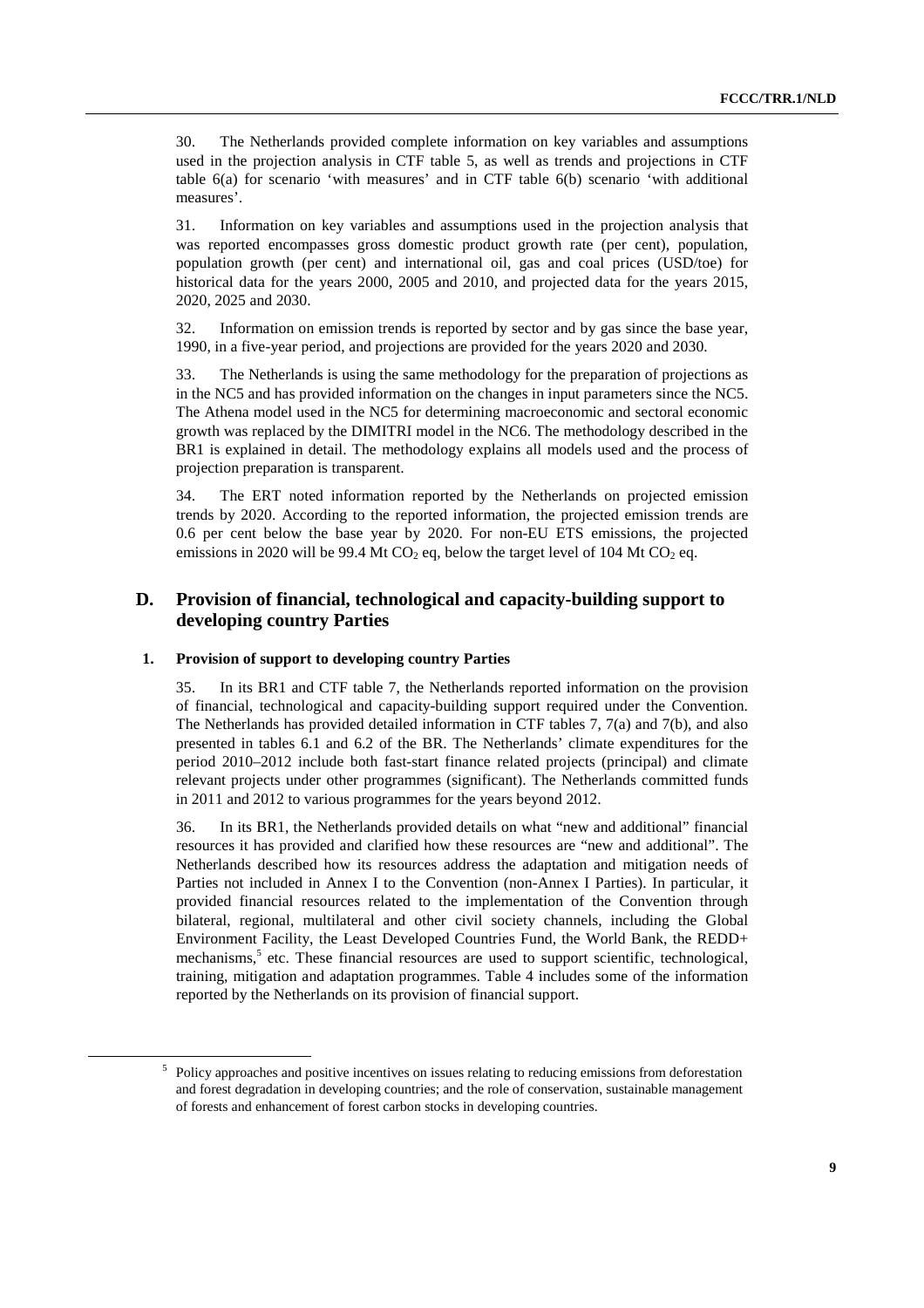30. The Netherlands provided complete information on key variables and assumptions used in the projection analysis in CTF table 5, as well as trends and projections in CTF table 6(a) for scenario 'with measures' and in CTF table 6(b) scenario 'with additional measures'.

31. Information on key variables and assumptions used in the projection analysis that was reported encompasses gross domestic product growth rate (per cent), population, population growth (per cent) and international oil, gas and coal prices (USD/toe) for historical data for the years 2000, 2005 and 2010, and projected data for the years 2015, 2020, 2025 and 2030.

32. Information on emission trends is reported by sector and by gas since the base year, 1990, in a five-year period, and projections are provided for the years 2020 and 2030.

33. The Netherlands is using the same methodology for the preparation of projections as in the NC5 and has provided information on the changes in input parameters since the NC5. The Athena model used in the NC5 for determining macroeconomic and sectoral economic growth was replaced by the DIMITRI model in the NC6. The methodology described in the BR1 is explained in detail. The methodology explains all models used and the process of projection preparation is transparent.

34. The ERT noted information reported by the Netherlands on projected emission trends by 2020. According to the reported information, the projected emission trends are 0.6 per cent below the base year by 2020. For non-EU ETS emissions, the projected emissions in 2020 will be 99.4 Mt $CO_2$ eq, below the target level of 104 Mt $CO_2$ eq.

## D. Provision of financial, technological and capacity-building support to developing country Parties

### 1. Provision of support to developing country Parties

35. In its BR1 and CTF table 7, the Netherlands reported information on the provision of financial, technological and capacity-building support required under the Convention. The Netherlands has provided detailed information in CTF tables 7, 7(a) and 7(b), and also presented in tables 6.1 and 6.2 of the BR. The Netherlands' climate expenditures for the period 2010–2012 include both fast-start finance related projects (principal) and climate relevant projects under other programmes (significant). The Netherlands committed funds in 2011 and 2012 to various programmes for the years beyond 2012.

36. In its BR1, the Netherlands provided details on what "new and additional" financial resources it has provided and clarified how these resources are "new and additional". The Netherlands described how its resources address the adaptation and mitigation needs of Parties not included in Annex I to the Convention (non-Annex I Parties). In particular, it provided financial resources related to the implementation of the Convention through bilateral, regional, multilateral and other civil society channels, including the Global Environment Facility, the Least Developed Countries Fund, the World Bank, the REDD+ mechanisms,[5] etc. These financial resources are used to support scientific, technological, training, mitigation and adaptation programmes. Table 4 includes some of the information reported by the Netherlands on its provision of financial support.

[5] Policy approaches and positive incentives on issues relating to reducing emissions from deforestation and forest degradation in developing countries; and the role of conservation, sustainable management of forests and enhancement of forest carbon stocks in developing countries.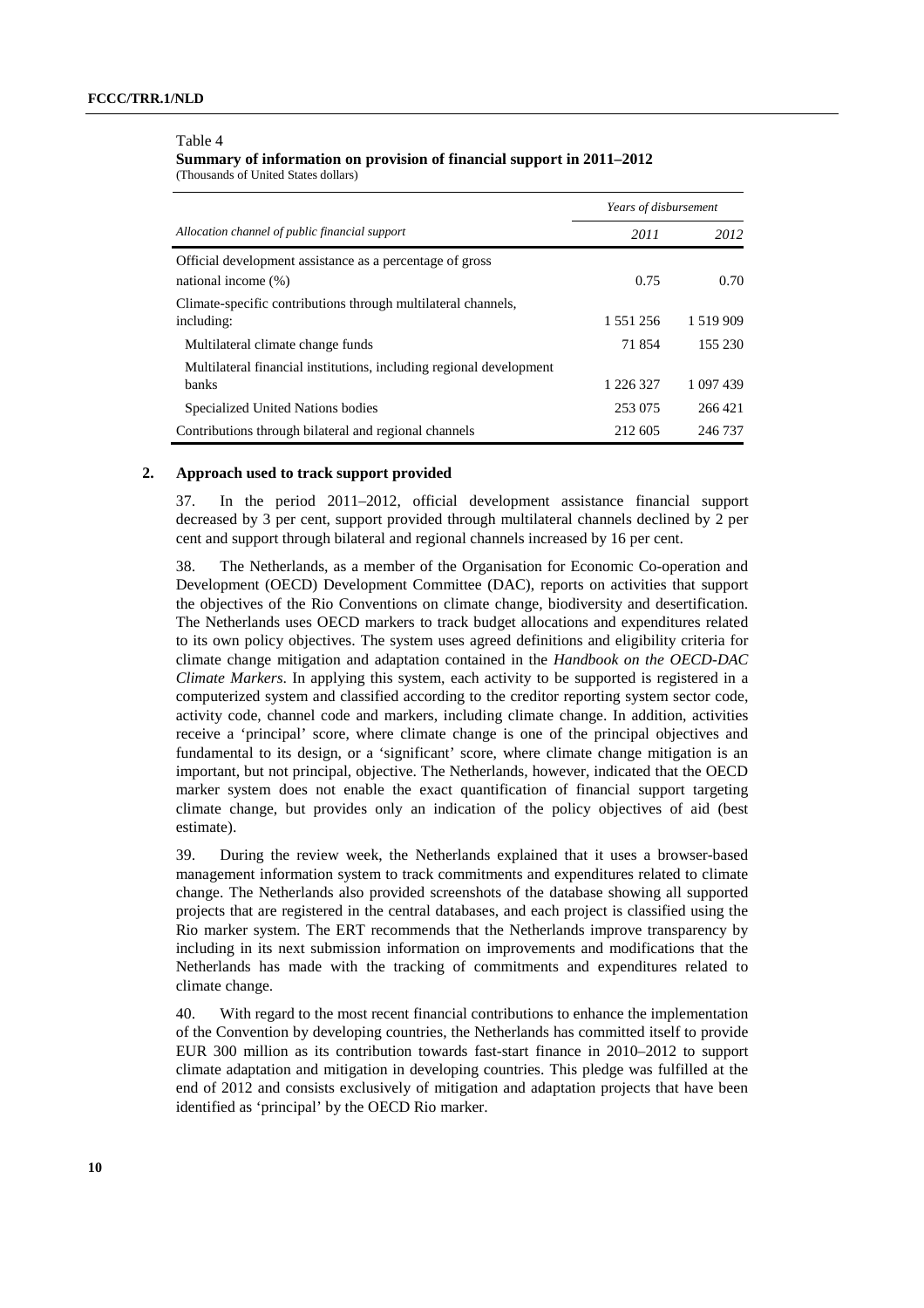Table 4
**Summary of information on provision of financial support in 2011–2012**
(Thousands of United States dollars)

| *Allocation channel of public financial support* | *Years of disbursement* | |
|---|---|---|
| | *2011* | *2012* |
| Official development assistance as a percentage of gross national income (%) | 0.75 | 0.70 |
| Climate-specific contributions through multilateral channels, including: | 1 551 256 | 1 519 909 |
| Multilateral climate change funds | 71 854 | 155 230 |
| Multilateral financial institutions, including regional development banks | 1 226 327 | 1 097 439 |
| Specialized United Nations bodies | 253 075 | 266 421 |
| Contributions through bilateral and regional channels | 212 605 | 246 737 |

## 2. Approach used to track support provided

37. In the period 2011–2012, official development assistance financial support decreased by 3 per cent, support provided through multilateral channels declined by 2 per cent and support through bilateral and regional channels increased by 16 per cent.

38. The Netherlands, as a member of the Organisation for Economic Co-operation and Development (OECD) Development Committee (DAC), reports on activities that support the objectives of the Rio Conventions on climate change, biodiversity and desertification. The Netherlands uses OECD markers to track budget allocations and expenditures related to its own policy objectives. The system uses agreed definitions and eligibility criteria for climate change mitigation and adaptation contained in the *Handbook on the OECD-DAC Climate Markers*. In applying this system, each activity to be supported is registered in a computerized system and classified according to the creditor reporting system sector code, activity code, channel code and markers, including climate change. In addition, activities receive a 'principal' score, where climate change is one of the principal objectives and fundamental to its design, or a 'significant' score, where climate change mitigation is an important, but not principal, objective. The Netherlands, however, indicated that the OECD marker system does not enable the exact quantification of financial support targeting climate change, but provides only an indication of the policy objectives of aid (best estimate).

39. During the review week, the Netherlands explained that it uses a browser-based management information system to track commitments and expenditures related to climate change. The Netherlands also provided screenshots of the database showing all supported projects that are registered in the central databases, and each project is classified using the Rio marker system. The ERT recommends that the Netherlands improve transparency by including in its next submission information on improvements and modifications that the Netherlands has made with the tracking of commitments and expenditures related to climate change.

40. With regard to the most recent financial contributions to enhance the implementation of the Convention by developing countries, the Netherlands has committed itself to provide EUR 300 million as its contribution towards fast-start finance in 2010–2012 to support climate adaptation and mitigation in developing countries. This pledge was fulfilled at the end of 2012 and consists exclusively of mitigation and adaptation projects that have been identified as 'principal' by the OECD Rio marker.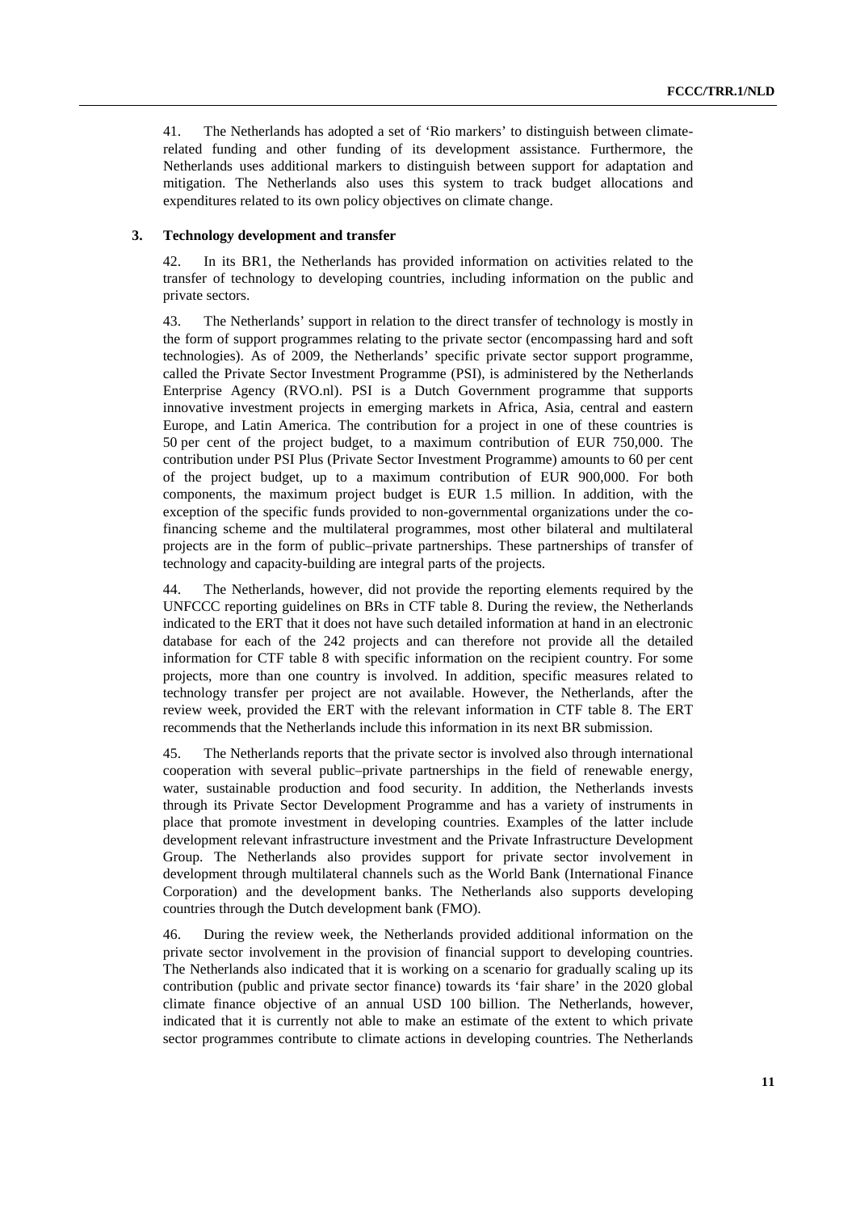41. The Netherlands has adopted a set of 'Rio markers' to distinguish between climate-related funding and other funding of its development assistance. Furthermore, the Netherlands uses additional markers to distinguish between support for adaptation and mitigation. The Netherlands also uses this system to track budget allocations and expenditures related to its own policy objectives on climate change.

### 3. Technology development and transfer

42. In its BR1, the Netherlands has provided information on activities related to the transfer of technology to developing countries, including information on the public and private sectors.

43. The Netherlands' support in relation to the direct transfer of technology is mostly in the form of support programmes relating to the private sector (encompassing hard and soft technologies). As of 2009, the Netherlands' specific private sector support programme, called the Private Sector Investment Programme (PSI), is administered by the Netherlands Enterprise Agency (RVO.nl). PSI is a Dutch Government programme that supports innovative investment projects in emerging markets in Africa, Asia, central and eastern Europe, and Latin America. The contribution for a project in one of these countries is 50 per cent of the project budget, to a maximum contribution of EUR 750,000. The contribution under PSI Plus (Private Sector Investment Programme) amounts to 60 per cent of the project budget, up to a maximum contribution of EUR 900,000. For both components, the maximum project budget is EUR 1.5 million. In addition, with the exception of the specific funds provided to non-governmental organizations under the co-financing scheme and the multilateral programmes, most other bilateral and multilateral projects are in the form of public–private partnerships. These partnerships of transfer of technology and capacity-building are integral parts of the projects.

44. The Netherlands, however, did not provide the reporting elements required by the UNFCCC reporting guidelines on BRs in CTF table 8. During the review, the Netherlands indicated to the ERT that it does not have such detailed information at hand in an electronic database for each of the 242 projects and can therefore not provide all the detailed information for CTF table 8 with specific information on the recipient country. For some projects, more than one country is involved. In addition, specific measures related to technology transfer per project are not available. However, the Netherlands, after the review week, provided the ERT with the relevant information in CTF table 8. The ERT recommends that the Netherlands include this information in its next BR submission.

45. The Netherlands reports that the private sector is involved also through international cooperation with several public–private partnerships in the field of renewable energy, water, sustainable production and food security. In addition, the Netherlands invests through its Private Sector Development Programme and has a variety of instruments in place that promote investment in developing countries. Examples of the latter include development relevant infrastructure investment and the Private Infrastructure Development Group. The Netherlands also provides support for private sector involvement in development through multilateral channels such as the World Bank (International Finance Corporation) and the development banks. The Netherlands also supports developing countries through the Dutch development bank (FMO).

46. During the review week, the Netherlands provided additional information on the private sector involvement in the provision of financial support to developing countries. The Netherlands also indicated that it is working on a scenario for gradually scaling up its contribution (public and private sector finance) towards its 'fair share' in the 2020 global climate finance objective of an annual USD 100 billion. The Netherlands, however, indicated that it is currently not able to make an estimate of the extent to which private sector programmes contribute to climate actions in developing countries. The Netherlands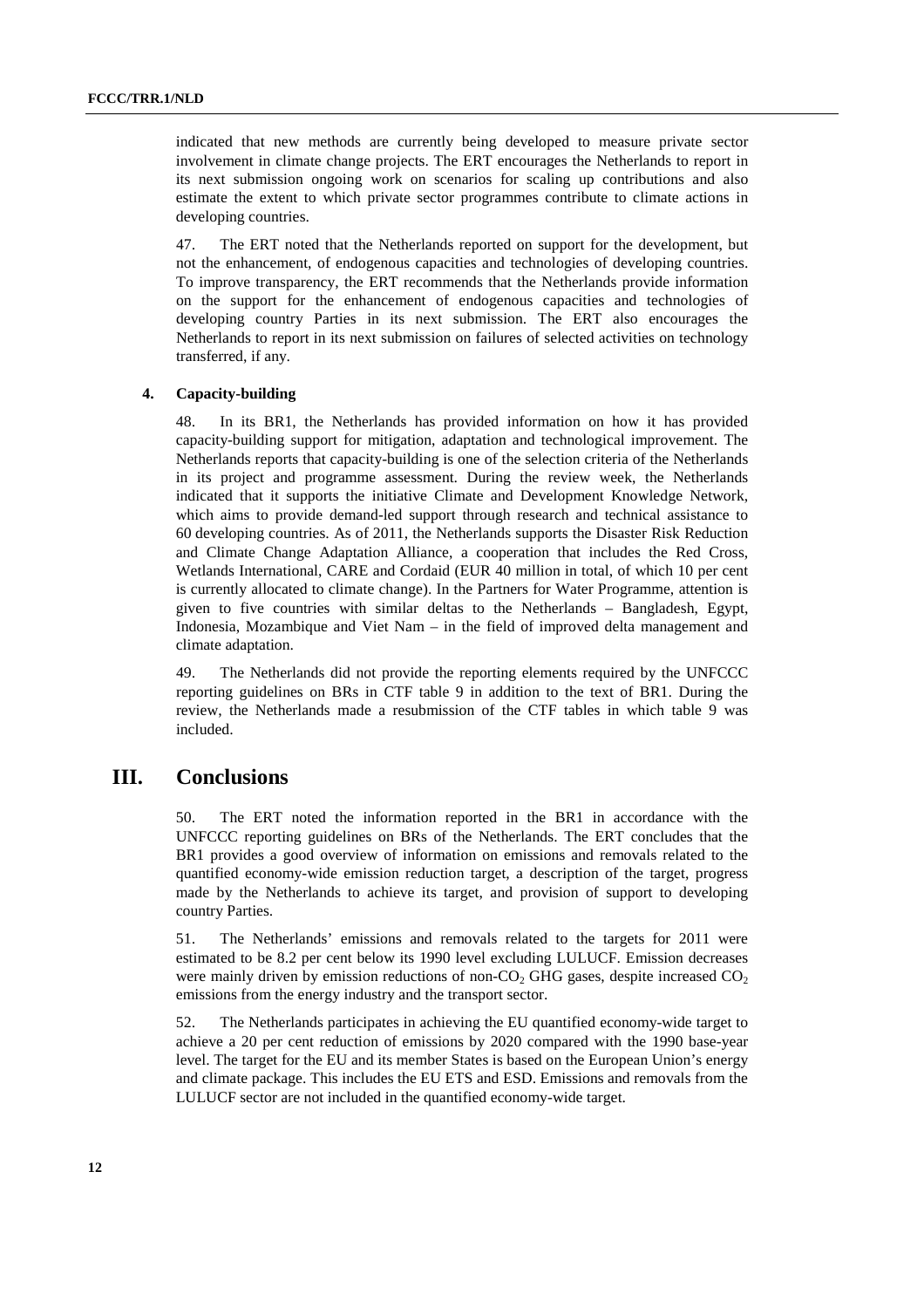indicated that new methods are currently being developed to measure private sector involvement in climate change projects. The ERT encourages the Netherlands to report in its next submission ongoing work on scenarios for scaling up contributions and also estimate the extent to which private sector programmes contribute to climate actions in developing countries.

47. The ERT noted that the Netherlands reported on support for the development, but not the enhancement, of endogenous capacities and technologies of developing countries. To improve transparency, the ERT recommends that the Netherlands provide information on the support for the enhancement of endogenous capacities and technologies of developing country Parties in its next submission. The ERT also encourages the Netherlands to report in its next submission on failures of selected activities on technology transferred, if any.

#### 4. Capacity-building

48. In its BR1, the Netherlands has provided information on how it has provided capacity-building support for mitigation, adaptation and technological improvement. The Netherlands reports that capacity-building is one of the selection criteria of the Netherlands in its project and programme assessment. During the review week, the Netherlands indicated that it supports the initiative Climate and Development Knowledge Network, which aims to provide demand-led support through research and technical assistance to 60 developing countries. As of 2011, the Netherlands supports the Disaster Risk Reduction and Climate Change Adaptation Alliance, a cooperation that includes the Red Cross, Wetlands International, CARE and Cordaid (EUR 40 million in total, of which 10 per cent is currently allocated to climate change). In the Partners for Water Programme, attention is given to five countries with similar deltas to the Netherlands – Bangladesh, Egypt, Indonesia, Mozambique and Viet Nam – in the field of improved delta management and climate adaptation.

49. The Netherlands did not provide the reporting elements required by the UNFCCC reporting guidelines on BRs in CTF table 9 in addition to the text of BR1. During the review, the Netherlands made a resubmission of the CTF tables in which table 9 was included.

## III. Conclusions

50. The ERT noted the information reported in the BR1 in accordance with the UNFCCC reporting guidelines on BRs of the Netherlands. The ERT concludes that the BR1 provides a good overview of information on emissions and removals related to the quantified economy-wide emission reduction target, a description of the target, progress made by the Netherlands to achieve its target, and provision of support to developing country Parties.

51. The Netherlands' emissions and removals related to the targets for 2011 were estimated to be 8.2 per cent below its 1990 level excluding LULUCF. Emission decreases were mainly driven by emission reductions of non-$CO_2$ GHG gases, despite increased $CO_2$ emissions from the energy industry and the transport sector.

52. The Netherlands participates in achieving the EU quantified economy-wide target to achieve a 20 per cent reduction of emissions by 2020 compared with the 1990 base-year level. The target for the EU and its member States is based on the European Union's energy and climate package. This includes the EU ETS and ESD. Emissions and removals from the LULUCF sector are not included in the quantified economy-wide target.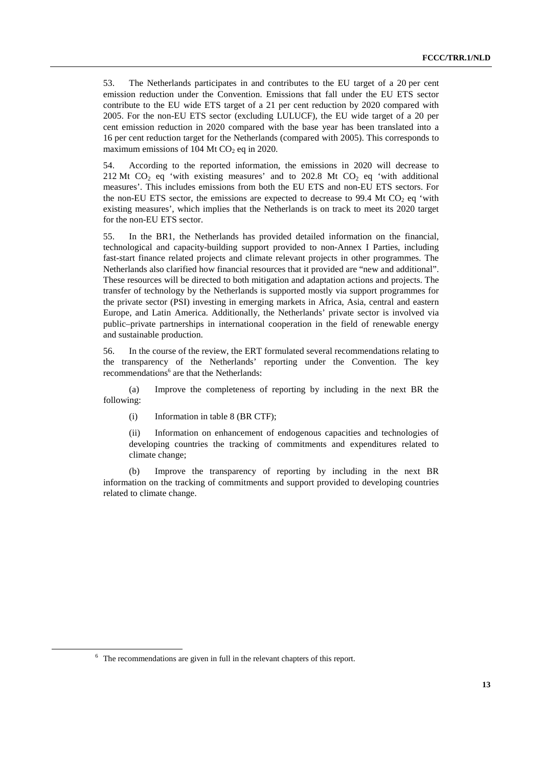53. The Netherlands participates in and contributes to the EU target of a 20 per cent emission reduction under the Convention. Emissions that fall under the EU ETS sector contribute to the EU wide ETS target of a 21 per cent reduction by 2020 compared with 2005. For the non-EU ETS sector (excluding LULUCF), the EU wide target of a 20 per cent emission reduction in 2020 compared with the base year has been translated into a 16 per cent reduction target for the Netherlands (compared with 2005). This corresponds to maximum emissions of 104 Mt $CO_2$ eq in 2020.

54. According to the reported information, the emissions in 2020 will decrease to 212 Mt $CO_2$ eq 'with existing measures' and to 202.8 Mt $CO_2$ eq 'with additional measures'. This includes emissions from both the EU ETS and non-EU ETS sectors. For the non-EU ETS sector, the emissions are expected to decrease to 99.4 Mt $CO_2$ eq 'with existing measures', which implies that the Netherlands is on track to meet its 2020 target for the non-EU ETS sector.

55. In the BR1, the Netherlands has provided detailed information on the financial, technological and capacity-building support provided to non-Annex I Parties, including fast-start finance related projects and climate relevant projects in other programmes. The Netherlands also clarified how financial resources that it provided are "new and additional". These resources will be directed to both mitigation and adaptation actions and projects. The transfer of technology by the Netherlands is supported mostly via support programmes for the private sector (PSI) investing in emerging markets in Africa, Asia, central and eastern Europe, and Latin America. Additionally, the Netherlands' private sector is involved via public–private partnerships in international cooperation in the field of renewable energy and sustainable production.

56. In the course of the review, the ERT formulated several recommendations relating to the transparency of the Netherlands' reporting under the Convention. The key recommendations[6] are that the Netherlands:

(a) Improve the completeness of reporting by including in the next BR the following:

(i) Information in table 8 (BR CTF);

(ii) Information on enhancement of endogenous capacities and technologies of developing countries the tracking of commitments and expenditures related to climate change;

(b) Improve the transparency of reporting by including in the next BR information on the tracking of commitments and support provided to developing countries related to climate change.

[6] The recommendations are given in full in the relevant chapters of this report.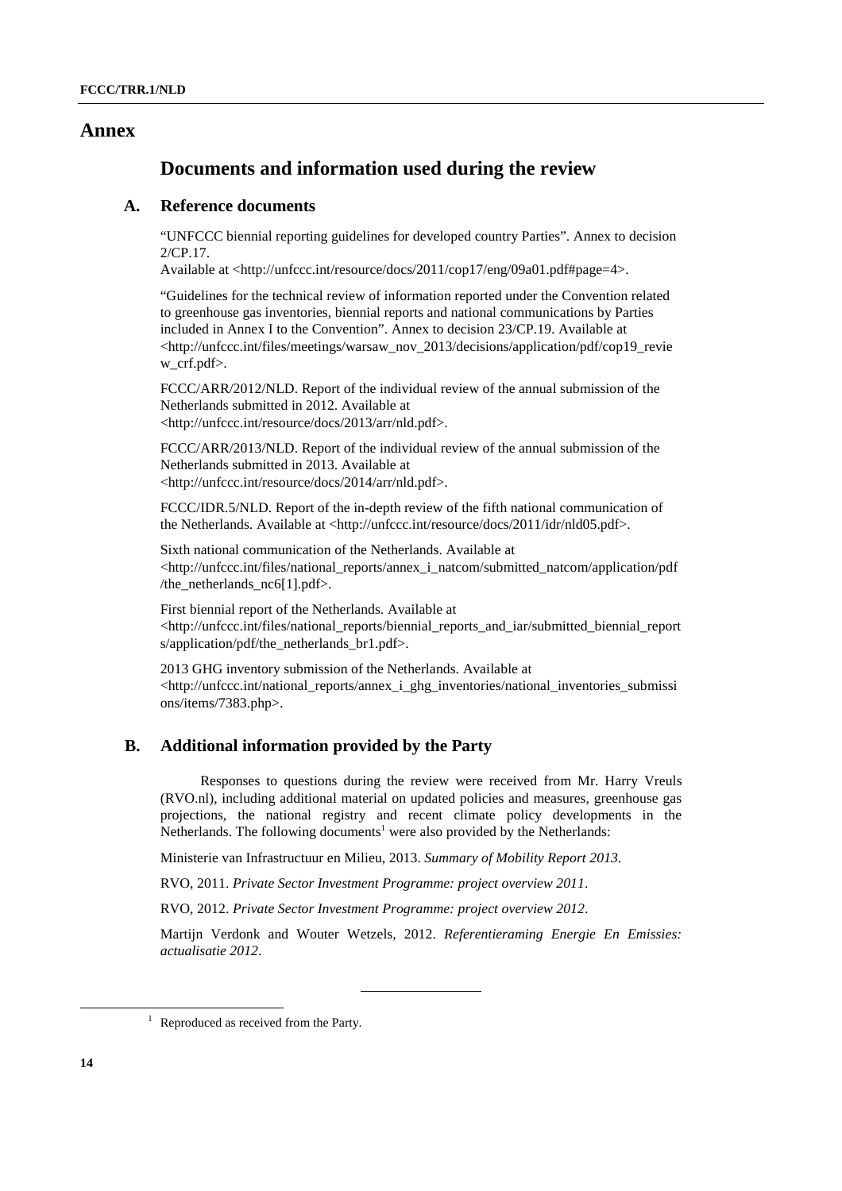# Annex

## Documents and information used during the review

### A. Reference documents

"UNFCCC biennial reporting guidelines for developed country Parties". Annex to decision 2/CP.17.
Available at <http://unfccc.int/resource/docs/2011/cop17/eng/09a01.pdf#page=4>.

"Guidelines for the technical review of information reported under the Convention related to greenhouse gas inventories, biennial reports and national communications by Parties included in Annex I to the Convention". Annex to decision 23/CP.19. Available at <http://unfccc.int/files/meetings/warsaw_nov_2013/decisions/application/pdf/cop19_review_crf.pdf>.

FCCC/ARR/2012/NLD. Report of the individual review of the annual submission of the Netherlands submitted in 2012. Available at <http://unfccc.int/resource/docs/2013/arr/nld.pdf>.

FCCC/ARR/2013/NLD. Report of the individual review of the annual submission of the Netherlands submitted in 2013. Available at <http://unfccc.int/resource/docs/2014/arr/nld.pdf>.

FCCC/IDR.5/NLD. Report of the in-depth review of the fifth national communication of the Netherlands. Available at <http://unfccc.int/resource/docs/2011/idr/nld05.pdf>.

Sixth national communication of the Netherlands. Available at <http://unfccc.int/files/national_reports/annex_i_natcom/submitted_natcom/application/pdf/the_netherlands_nc6[1].pdf>.

First biennial report of the Netherlands. Available at <http://unfccc.int/files/national_reports/biennial_reports_and_iar/submitted_biennial_reports/application/pdf/the_netherlands_br1.pdf>.

2013 GHG inventory submission of the Netherlands. Available at <http://unfccc.int/national_reports/annex_i_ghg_inventories/national_inventories_submissions/items/7383.php>.

### B. Additional information provided by the Party

Responses to questions during the review were received from Mr. Harry Vreuls (RVO.nl), including additional material on updated policies and measures, greenhouse gas projections, the national registry and recent climate policy developments in the Netherlands. The following documents[1] were also provided by the Netherlands:

Ministerie van Infrastructuur en Milieu, 2013. *Summary of Mobility Report 2013*.

RVO, 2011. *Private Sector Investment Programme: project overview 2011*.

RVO, 2012. *Private Sector Investment Programme: project overview 2012*.

Martijn Verdonk and Wouter Wetzels, 2012. *Referentieraming Energie En Emissies: actualisatie 2012*.

[1] Reproduced as received from the Party.